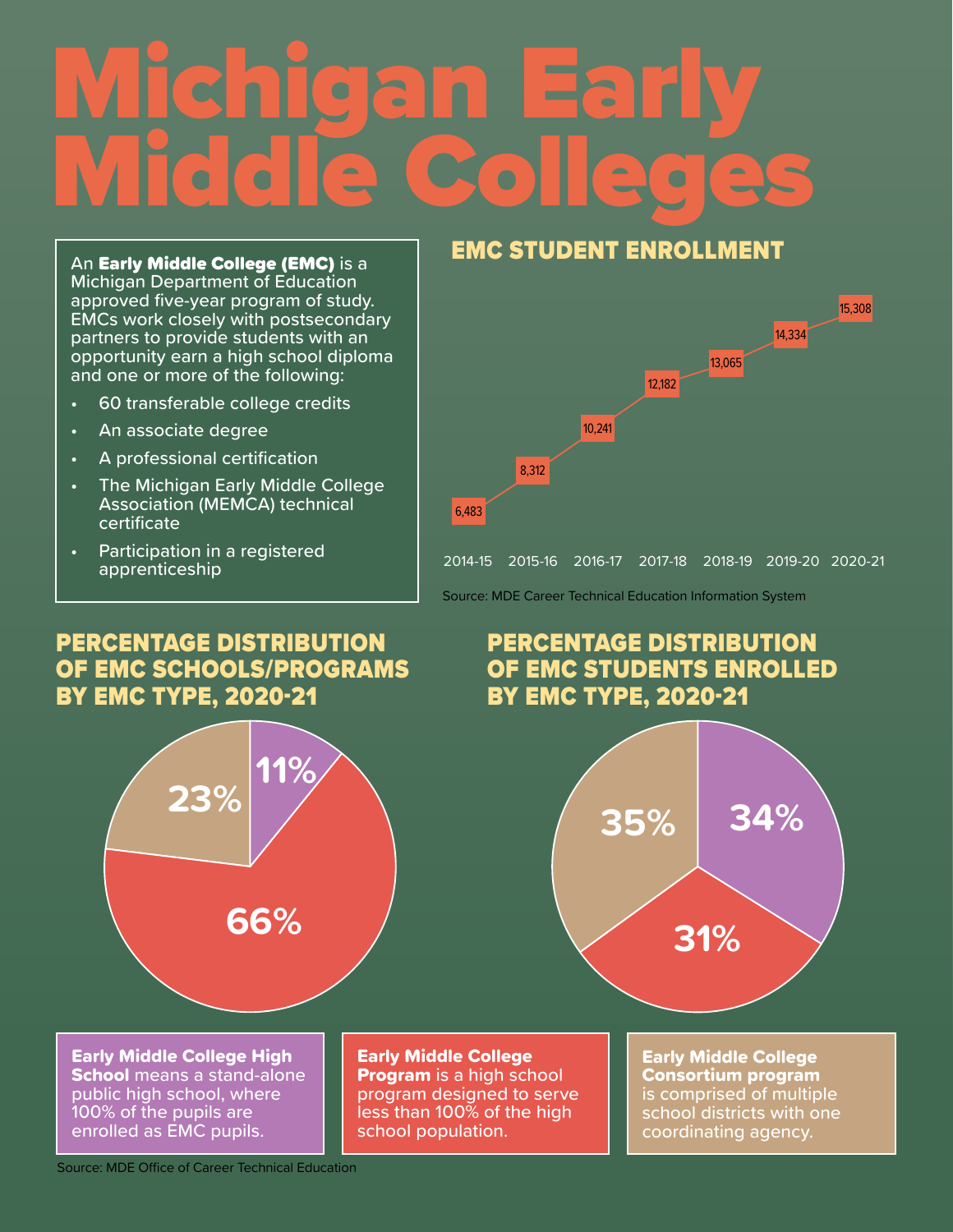# Michigan Early Middle Colleges

An **Early Middle College (EMC)** is a Michigan Department of Education approved five-year program of study. EMCs work closely with postsecondary partners to provide students with an opportunity earn a high school diploma and one or more of the following:

- 60 transferable college credits
- An associate degree
- A professional certification
- The Michigan Early Middle College Association (MEMCA) technical certificate
- Participation in a registered apprenticeship

## EMC STUDENT ENROLLMENT

| Year | Enrollment |
|---|---|
| 2014-15 | 6,483 |
| 2015-16 | 8,312 |
| 2016-17 | 10,241 |
| 2017-18 | 12,182 |
| 2018-19 | 13,065 |
| 2019-20 | 14,334 |
| 2020-21 | 15,308 |

Source: MDE Career Technical Education Information System

## PERCENTAGE DISTRIBUTION OF EMC SCHOOLS/PROGRAMS BY EMC TYPE, 2020-21

| EMC Type | Percentage |
|---|---|
| Early Middle College High School | 11% |
| Early Middle College Program | 66% |
| Early Middle College Consortium program | 23% |

## PERCENTAGE DISTRIBUTION OF EMC STUDENTS ENROLLED BY EMC TYPE, 2020-21

| EMC Type | Percentage |
|---|---|
| Early Middle College High School | 34% |
| Early Middle College Program | 31% |
| Early Middle College Consortium program | 35% |

**Early Middle College High School** means a stand-alone public high school, where 100% of the pupils are enrolled as EMC pupils.

**Early Middle College Program** is a high school program designed to serve less than 100% of the high school population.

**Early Middle College Consortium program** is comprised of multiple school districts with one coordinating agency.

Source: MDE Office of Career Technical Education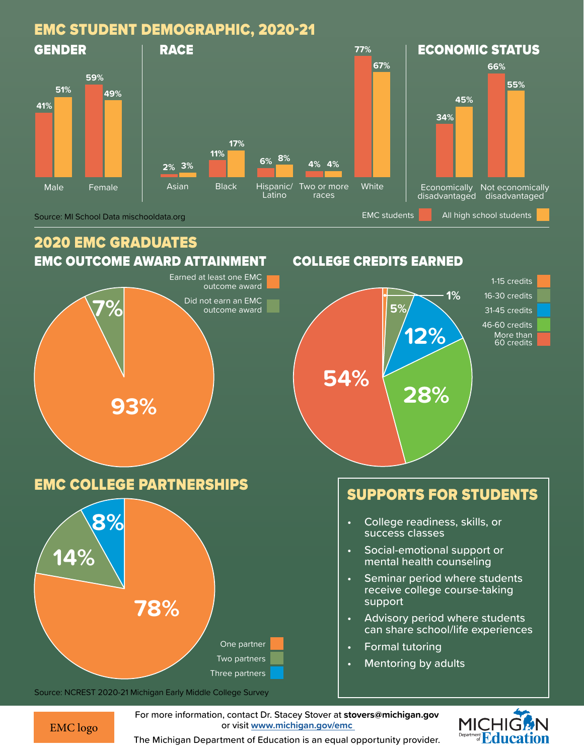# EMC STUDENT DEMOGRAPHIC, 2020-21

## GENDER

41%
51%
59%
49%

Male
Female

## RACE

2% 3%
11% 17%
6% 8%
4% 4%
77% 67%

Asian
Black
Hispanic/ Latino
Two or more races
White

## ECONOMIC STATUS

34%
45%
66%
55%

Economically disadvantaged
Not economically disadvantaged

Source: MI School Data mischooldata.org

EMC students
All high school students

# 2020 EMC GRADUATES

## EMC OUTCOME AWARD ATTAINMENT

Earned at least one EMC outcome award
Did not earn an EMC outcome award

7%
93%

## COLLEGE CREDITS EARNED

1-15 credits
16-30 credits
31-45 credits
46-60 credits
More than 60 credits

1%
5%
12%
28%
54%

## EMC COLLEGE PARTNERSHIPS

8%
14%
78%

One partner
Two partners
Three partners

Source: NCREST 2020-21 Michigan Early Middle College Survey

## SUPPORTS FOR STUDENTS

- College readiness, skills, or success classes
- Social-emotional support or mental health counseling
- Seminar period where students receive college course-taking support
- Advisory period where students can share school/life experiences
- Formal tutoring
- Mentoring by adults

EMC logo

For more information, contact Dr. Stacey Stover at **stovers@michigan.gov** or visit www.michigan.gov/emc

The Michigan Department of Education is an equal opportunity provider.

MICHIGAN Department of Education